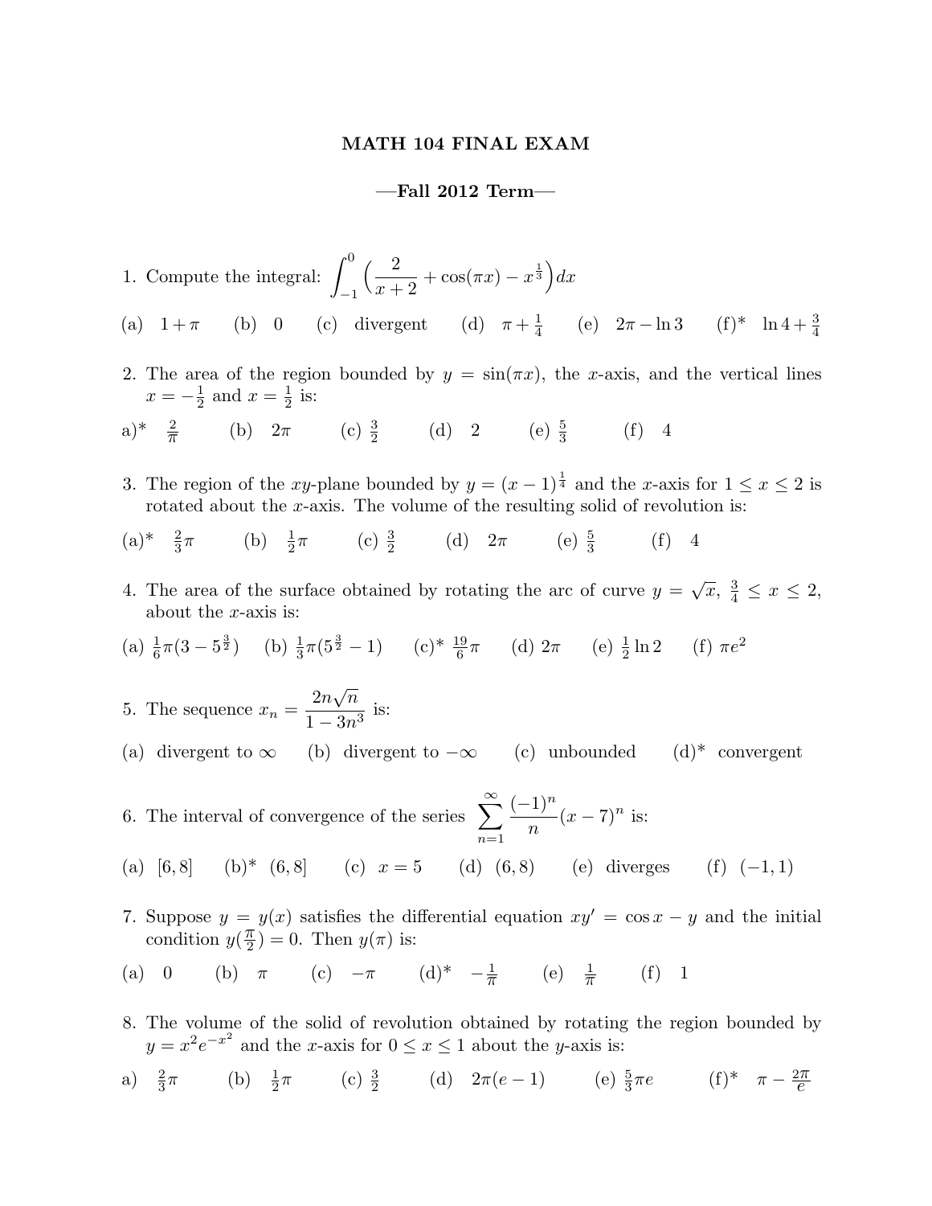# MATH 104 FINAL EXAM

## —Fall 2012 Term—

1. Compute the integral: $\int_{-1}^{0} \Big( \frac{2}{x+2} + \cos(\pi x) - x^{\frac{1}{3}} \Big) dx$

(a) $1+\pi$ (b) $0$ (c) divergent (d) $\pi + \frac{1}{4}$ (e) $2\pi - \ln 3$ (f)* $\ln 4 + \frac{3}{4}$

2. The area of the region bounded by $y = \sin(\pi x)$, the $x$-axis, and the vertical lines $x = -\frac{1}{2}$ and $x = \frac{1}{2}$ is:

a)* $\frac{2}{\pi}$ (b) $2\pi$ (c) $\frac{3}{2}$ (d) $2$ (e) $\frac{5}{3}$ (f) $4$

3. The region of the $xy$-plane bounded by $y = (x-1)^{\frac{1}{4}}$ and the $x$-axis for $1 \le x \le 2$ is rotated about the $x$-axis. The volume of the resulting solid of revolution is:

(a)* $\frac{2}{3}\pi$ (b) $\frac{1}{2}\pi$ (c) $\frac{3}{2}$ (d) $2\pi$ (e) $\frac{5}{3}$ (f) $4$

4. The area of the surface obtained by rotating the arc of curve $y = \sqrt{x}$, $\frac{3}{4} \le x \le 2$, about the $x$-axis is:

(a) $\frac{1}{6}\pi(3 - 5^{\frac{3}{2}})$ (b) $\frac{1}{3}\pi(5^{\frac{3}{2}} - 1)$ (c)* $\frac{19}{6}\pi$ (d) $2\pi$ (e) $\frac{1}{2}\ln 2$ (f) $\pi e^2$

5. The sequence $x_n = \dfrac{2n\sqrt{n}}{1 - 3n^3}$ is:

(a) divergent to $\infty$ (b) divergent to $-\infty$ (c) unbounded (d)* convergent

6. The interval of convergence of the series $\sum_{n=1}^{\infty} \frac{(-1)^n}{n}(x-7)^n$ is:

(a) $[6, 8]$ (b)* $(6, 8]$ (c) $x = 5$ (d) $(6, 8)$ (e) diverges (f) $(-1, 1)$

7. Suppose $y = y(x)$ satisfies the differential equation $xy' = \cos x - y$ and the initial condition $y(\frac{\pi}{2}) = 0$. Then $y(\pi)$ is:

(a) $0$ (b) $\pi$ (c) $-\pi$ (d)* $-\frac{1}{\pi}$ (e) $\frac{1}{\pi}$ (f) $1$

8. The volume of the solid of revolution obtained by rotating the region bounded by $y = x^2 e^{-x^2}$ and the $x$-axis for $0 \le x \le 1$ about the $y$-axis is:

a) $\frac{2}{3}\pi$ (b) $\frac{1}{2}\pi$ (c) $\frac{3}{2}$ (d) $2\pi(e-1)$ (e) $\frac{5}{3}\pi e$ (f)* $\pi - \frac{2\pi}{e}$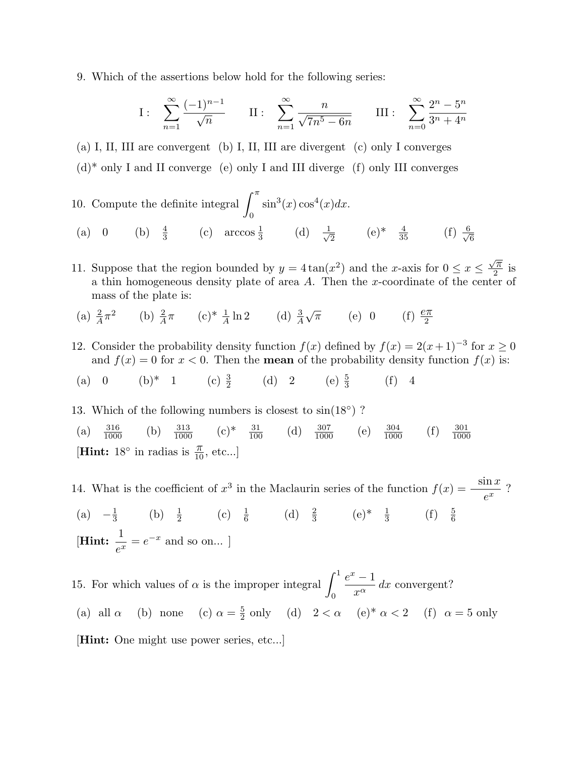9. Which of the assertions below hold for the following series:

$$\text{I}: \quad \sum_{n=1}^{\infty} \frac{(-1)^{n-1}}{\sqrt{n}} \qquad \text{II}: \quad \sum_{n=1}^{\infty} \frac{n}{\sqrt{7n^5 - 6n}} \qquad \text{III}: \quad \sum_{n=0}^{\infty} \frac{2^n - 5^n}{3^n + 4^n}$$

(a) I, II, III are convergent (b) I, II, III are divergent (c) only I converges

(d)* only I and II converge (e) only I and III diverge (f) only III converges

10. Compute the definite integral $\int_0^{\pi} \sin^3(x)\cos^4(x)dx$.

(a) $0$ (b) $\frac{4}{3}$ (c) $\arccos\frac{1}{3}$ (d) $\frac{1}{\sqrt{2}}$ (e)* $\frac{4}{35}$ (f) $\frac{6}{\sqrt{6}}$

11. Suppose that the region bounded by $y = 4\tan(x^2)$ and the $x$-axis for $0 \le x \le \frac{\sqrt{\pi}}{2}$ is a thin homogeneous density plate of area $A$. Then the $x$-coordinate of the center of mass of the plate is:

(a) $\frac{2}{A}\pi^2$ (b) $\frac{2}{A}\pi$ (c)* $\frac{1}{A}\ln 2$ (d) $\frac{3}{A}\sqrt{\pi}$ (e) $0$ (f) $\frac{e\pi}{2}$

12. Consider the probability density function $f(x)$ defined by $f(x) = 2(x+1)^{-3}$ for $x \ge 0$ and $f(x) = 0$ for $x < 0$. Then the **mean** of the probability density function $f(x)$ is:

(a) $0$ (b)* $1$ (c) $\frac{3}{2}$ (d) $2$ (e) $\frac{5}{3}$ (f) $4$

13. Which of the following numbers is closest to $\sin(18^\circ)$ ?

(a) $\frac{316}{1000}$ (b) $\frac{313}{1000}$ (c)* $\frac{31}{100}$ (d) $\frac{307}{1000}$ (e) $\frac{304}{1000}$ (f) $\frac{301}{1000}$

[**Hint:** $18^\circ$ in radias is $\frac{\pi}{10}$, etc...]

14. What is the coefficient of $x^3$ in the Maclaurin series of the function $f(x) = \dfrac{\sin x}{e^x}$ ?

(a) $-\frac{1}{3}$ (b) $\frac{1}{2}$ (c) $\frac{1}{6}$ (d) $\frac{2}{3}$ (e)* $\frac{1}{3}$ (f) $\frac{5}{6}$

[**Hint:** $\dfrac{1}{e^x} = e^{-x}$ and so on... ]

15. For which values of $\alpha$ is the improper integral $\displaystyle\int_0^1 \frac{e^x - 1}{x^\alpha}\,dx$ convergent?

(a) all $\alpha$ (b) none (c) $\alpha = \frac{5}{2}$ only (d) $2 < \alpha$ (e)* $\alpha < 2$ (f) $\alpha = 5$ only

[**Hint:** One might use power series, etc...]